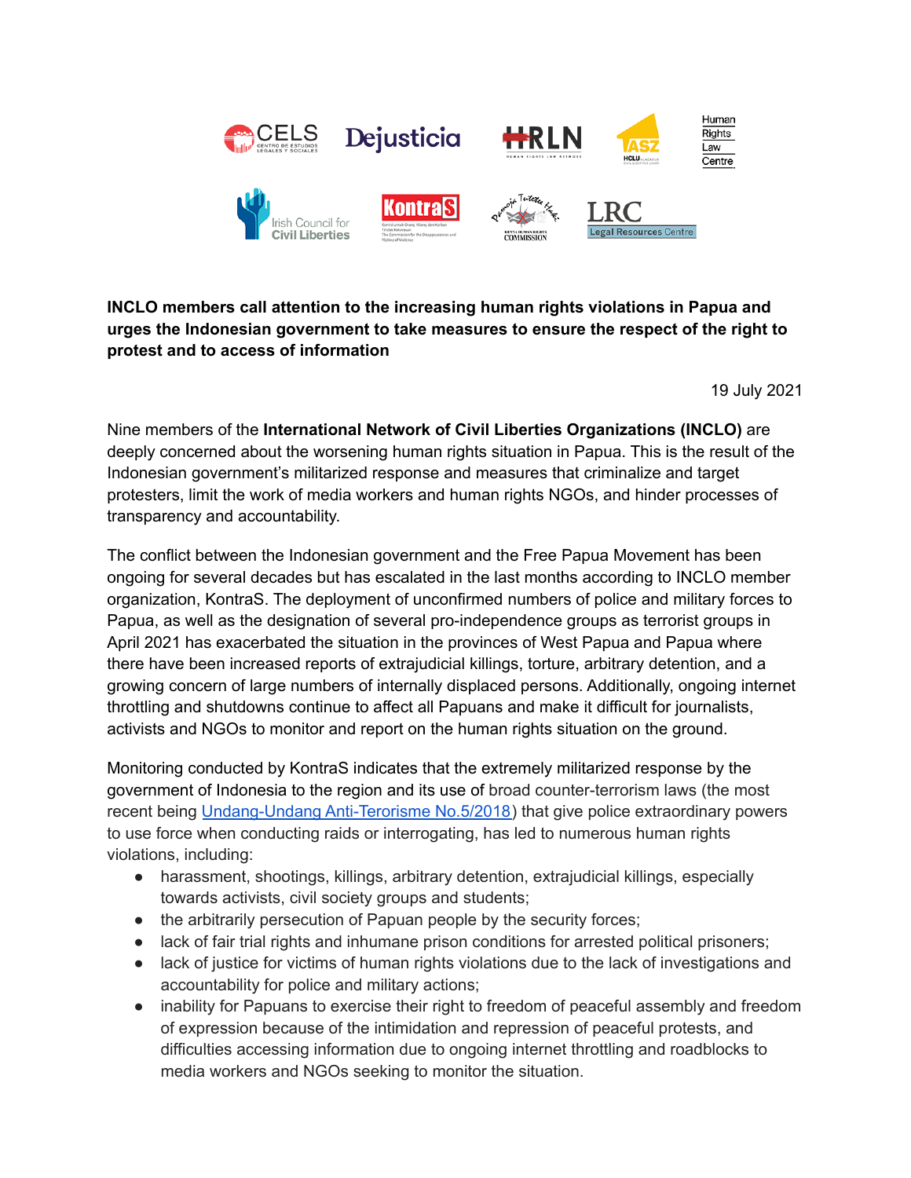**INCLO members call attention to the increasing human rights violations in Papua and urges the Indonesian government to take measures to ensure the respect of the right to protest and to access of information**

19 July 2021

Nine members of the **International Network of Civil Liberties Organizations (INCLO)** are deeply concerned about the worsening human rights situation in Papua. This is the result of the Indonesian government's militarized response and measures that criminalize and target protesters, limit the work of media workers and human rights NGOs, and hinder processes of transparency and accountability.

The conflict between the Indonesian government and the Free Papua Movement has been ongoing for several decades but has escalated in the last months according to INCLO member organization, KontraS. The deployment of unconfirmed numbers of police and military forces to Papua, as well as the designation of several pro-independence groups as terrorist groups in April 2021 has exacerbated the situation in the provinces of West Papua and Papua where there have been increased reports of extrajudicial killings, torture, arbitrary detention, and a growing concern of large numbers of internally displaced persons. Additionally, ongoing internet throttling and shutdowns continue to affect all Papuans and make it difficult for journalists, activists and NGOs to monitor and report on the human rights situation on the ground.

Monitoring conducted by KontraS indicates that the extremely militarized response by the government of Indonesia to the region and its use of broad counter-terrorism laws (the most recent being Undang-Undang Anti-Terorisme No.5/2018) that give police extraordinary powers to use force when conducting raids or interrogating, has led to numerous human rights violations, including:

- harassment, shootings, killings, arbitrary detention, extrajudicial killings, especially towards activists, civil society groups and students;
- the arbitrarily persecution of Papuan people by the security forces;
- lack of fair trial rights and inhumane prison conditions for arrested political prisoners;
- lack of justice for victims of human rights violations due to the lack of investigations and accountability for police and military actions;
- inability for Papuans to exercise their right to freedom of peaceful assembly and freedom of expression because of the intimidation and repression of peaceful protests, and difficulties accessing information due to ongoing internet throttling and roadblocks to media workers and NGOs seeking to monitor the situation.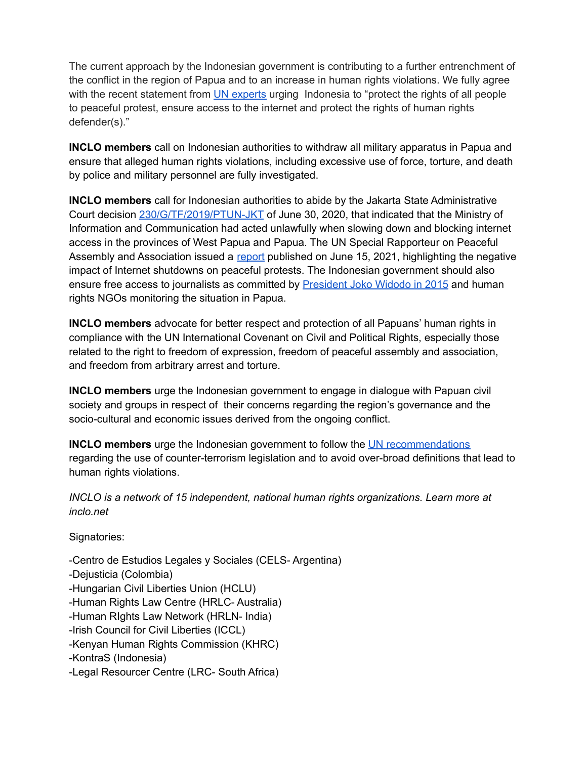The current approach by the Indonesian government is contributing to a further entrenchment of the conflict in the region of Papua and to an increase in human rights violations. We fully agree with the recent statement from [UN experts] urging Indonesia to "protect the rights of all people to peaceful protest, ensure access to the internet and protect the rights of human rights defender(s)."

**INCLO members** call on Indonesian authorities to withdraw all military apparatus in Papua and ensure that alleged human rights violations, including excessive use of force, torture, and death by police and military personnel are fully investigated.

**INCLO members** call for Indonesian authorities to abide by the Jakarta State Administrative Court decision [230/G/TF/2019/PTUN-JKT] of June 30, 2020, that indicated that the Ministry of Information and Communication had acted unlawfully when slowing down and blocking internet access in the provinces of West Papua and Papua. The UN Special Rapporteur on Peaceful Assembly and Association issued a [report] published on June 15, 2021, highlighting the negative impact of Internet shutdowns on peaceful protests. The Indonesian government should also ensure free access to journalists as committed by [President Joko Widodo in 2015] and human rights NGOs monitoring the situation in Papua.

**INCLO members** advocate for better respect and protection of all Papuans' human rights in compliance with the UN International Covenant on Civil and Political Rights, especially those related to the right to freedom of expression, freedom of peaceful assembly and association, and freedom from arbitrary arrest and torture.

**INCLO members** urge the Indonesian government to engage in dialogue with Papuan civil society and groups in respect of their concerns regarding the region's governance and the socio-cultural and economic issues derived from the ongoing conflict.

**INCLO members** urge the Indonesian government to follow the [UN recommendations] regarding the use of counter-terrorism legislation and to avoid over-broad definitions that lead to human rights violations.

*INCLO is a network of 15 independent, national human rights organizations. Learn more at inclo.net*

Signatories:

-Centro de Estudios Legales y Sociales (CELS- Argentina)
-Dejusticia (Colombia)
-Hungarian Civil Liberties Union (HCLU)
-Human Rights Law Centre (HRLC- Australia)
-Human RIghts Law Network (HRLN- India)
-Irish Council for Civil Liberties (ICCL)
-Kenyan Human Rights Commission (KHRC)
-KontraS (Indonesia)
-Legal Resourcer Centre (LRC- South Africa)